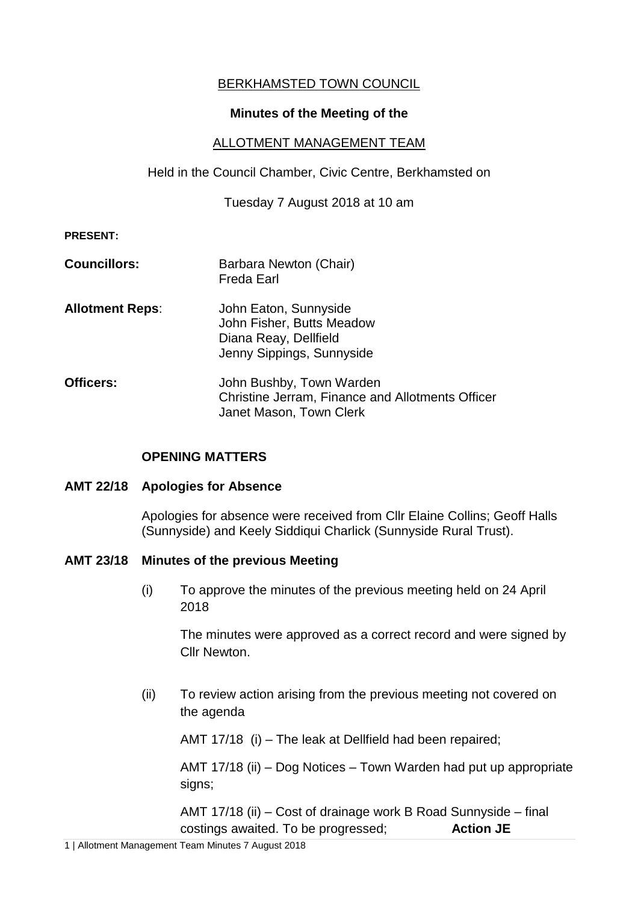BERKHAMSTED TOWN COUNCIL

**Minutes of the Meeting of the**

ALLOTMENT MANAGEMENT TEAM

Held in the Council Chamber, Civic Centre, Berkhamsted on

Tuesday 7 August 2018 at 10 am

**PRESENT:**

**Councillors:** Barbara Newton (Chair)
Freda Earl

**Allotment Reps**: John Eaton, Sunnyside
John Fisher, Butts Meadow
Diana Reay, Dellfield
Jenny Sippings, Sunnyside

**Officers:** John Bushby, Town Warden
Christine Jerram, Finance and Allotments Officer
Janet Mason, Town Clerk

**OPENING MATTERS**

**AMT 22/18 Apologies for Absence**

Apologies for absence were received from Cllr Elaine Collins; Geoff Halls (Sunnyside) and Keely Siddiqui Charlick (Sunnyside Rural Trust).

**AMT 23/18 Minutes of the previous Meeting**

(i) To approve the minutes of the previous meeting held on 24 April 2018

The minutes were approved as a correct record and were signed by Cllr Newton.

(ii) To review action arising from the previous meeting not covered on the agenda

AMT 17/18 (i) – The leak at Dellfield had been repaired;

AMT 17/18 (ii) – Dog Notices – Town Warden had put up appropriate signs;

AMT 17/18 (ii) – Cost of drainage work B Road Sunnyside – final costings awaited. To be progressed; **Action JE**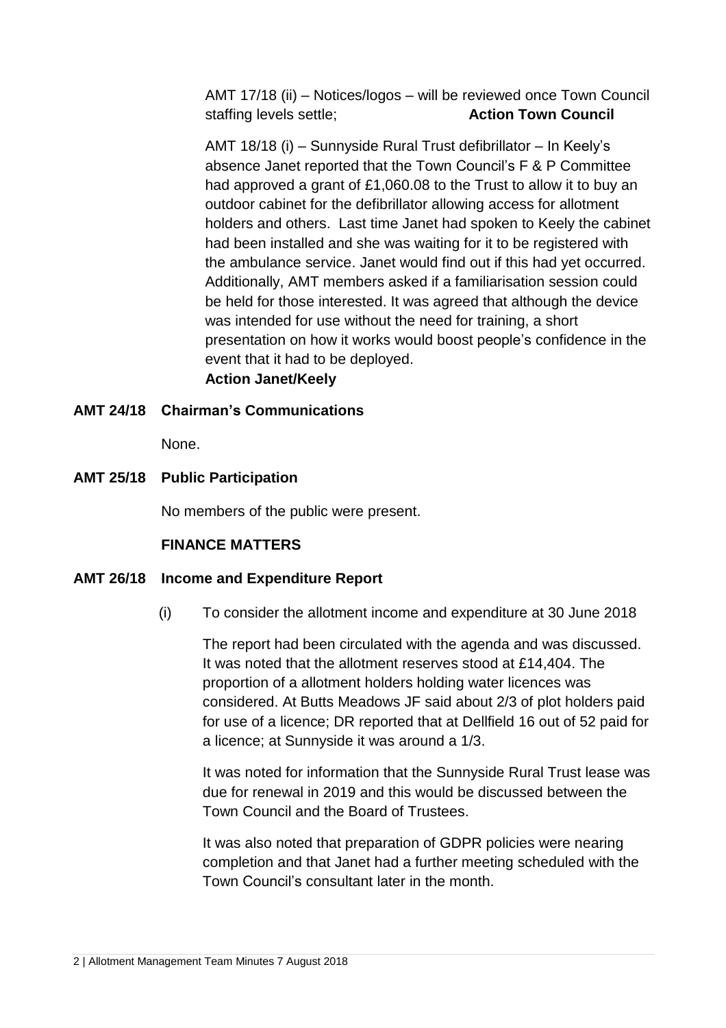AMT 17/18 (ii) – Notices/logos – will be reviewed once Town Council staffing levels settle; **Action Town Council**

AMT 18/18 (i) – Sunnyside Rural Trust defibrillator – In Keely's absence Janet reported that the Town Council's F & P Committee had approved a grant of £1,060.08 to the Trust to allow it to buy an outdoor cabinet for the defibrillator allowing access for allotment holders and others. Last time Janet had spoken to Keely the cabinet had been installed and she was waiting for it to be registered with the ambulance service. Janet would find out if this had yet occurred. Additionally, AMT members asked if a familiarisation session could be held for those interested. It was agreed that although the device was intended for use without the need for training, a short presentation on how it works would boost people's confidence in the event that it had to be deployed.
**Action Janet/Keely**

**AMT 24/18 Chairman's Communications**

None.

**AMT 25/18 Public Participation**

No members of the public were present.

**FINANCE MATTERS**

**AMT 26/18 Income and Expenditure Report**

(i) To consider the allotment income and expenditure at 30 June 2018

The report had been circulated with the agenda and was discussed. It was noted that the allotment reserves stood at £14,404. The proportion of a allotment holders holding water licences was considered. At Butts Meadows JF said about 2/3 of plot holders paid for use of a licence; DR reported that at Dellfield 16 out of 52 paid for a licence; at Sunnyside it was around a 1/3.

It was noted for information that the Sunnyside Rural Trust lease was due for renewal in 2019 and this would be discussed between the Town Council and the Board of Trustees.

It was also noted that preparation of GDPR policies were nearing completion and that Janet had a further meeting scheduled with the Town Council's consultant later in the month.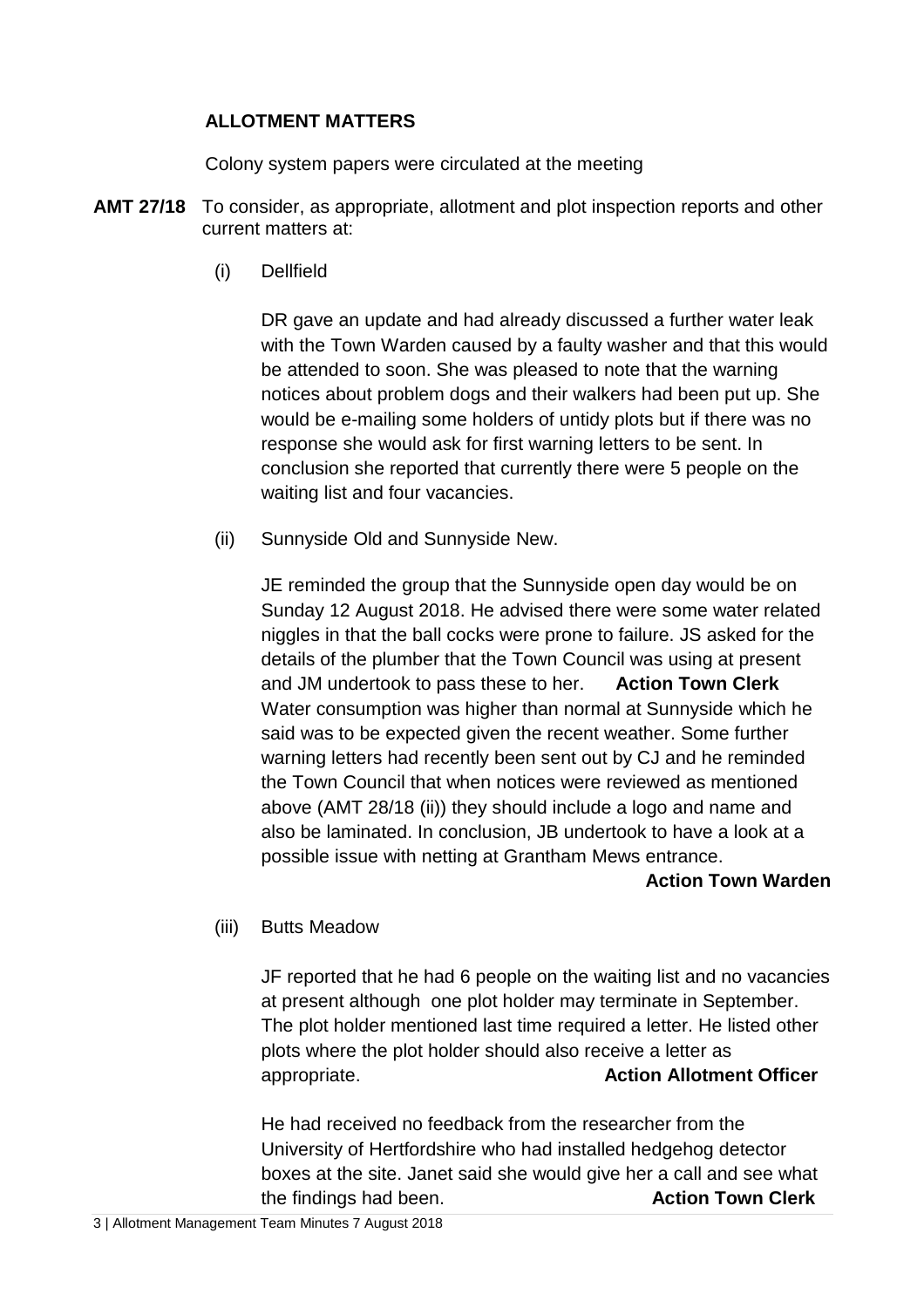## ALLOTMENT MATTERS

Colony system papers were circulated at the meeting

**AMT 27/18** To consider, as appropriate, allotment and plot inspection reports and other current matters at:

(i) Dellfield

DR gave an update and had already discussed a further water leak with the Town Warden caused by a faulty washer and that this would be attended to soon. She was pleased to note that the warning notices about problem dogs and their walkers had been put up. She would be e-mailing some holders of untidy plots but if there was no response she would ask for first warning letters to be sent. In conclusion she reported that currently there were 5 people on the waiting list and four vacancies.

(ii) Sunnyside Old and Sunnyside New.

JE reminded the group that the Sunnyside open day would be on Sunday 12 August 2018. He advised there were some water related niggles in that the ball cocks were prone to failure. JS asked for the details of the plumber that the Town Council was using at present and JM undertook to pass these to her. **Action Town Clerk**
Water consumption was higher than normal at Sunnyside which he said was to be expected given the recent weather. Some further warning letters had recently been sent out by CJ and he reminded the Town Council that when notices were reviewed as mentioned above (AMT 28/18 (ii)) they should include a logo and name and also be laminated. In conclusion, JB undertook to have a look at a possible issue with netting at Grantham Mews entrance.

**Action Town Warden**

(iii) Butts Meadow

JF reported that he had 6 people on the waiting list and no vacancies at present although one plot holder may terminate in September. The plot holder mentioned last time required a letter. He listed other plots where the plot holder should also receive a letter as appropriate. **Action Allotment Officer**

He had received no feedback from the researcher from the University of Hertfordshire who had installed hedgehog detector boxes at the site. Janet said she would give her a call and see what the findings had been. **Action Town Clerk**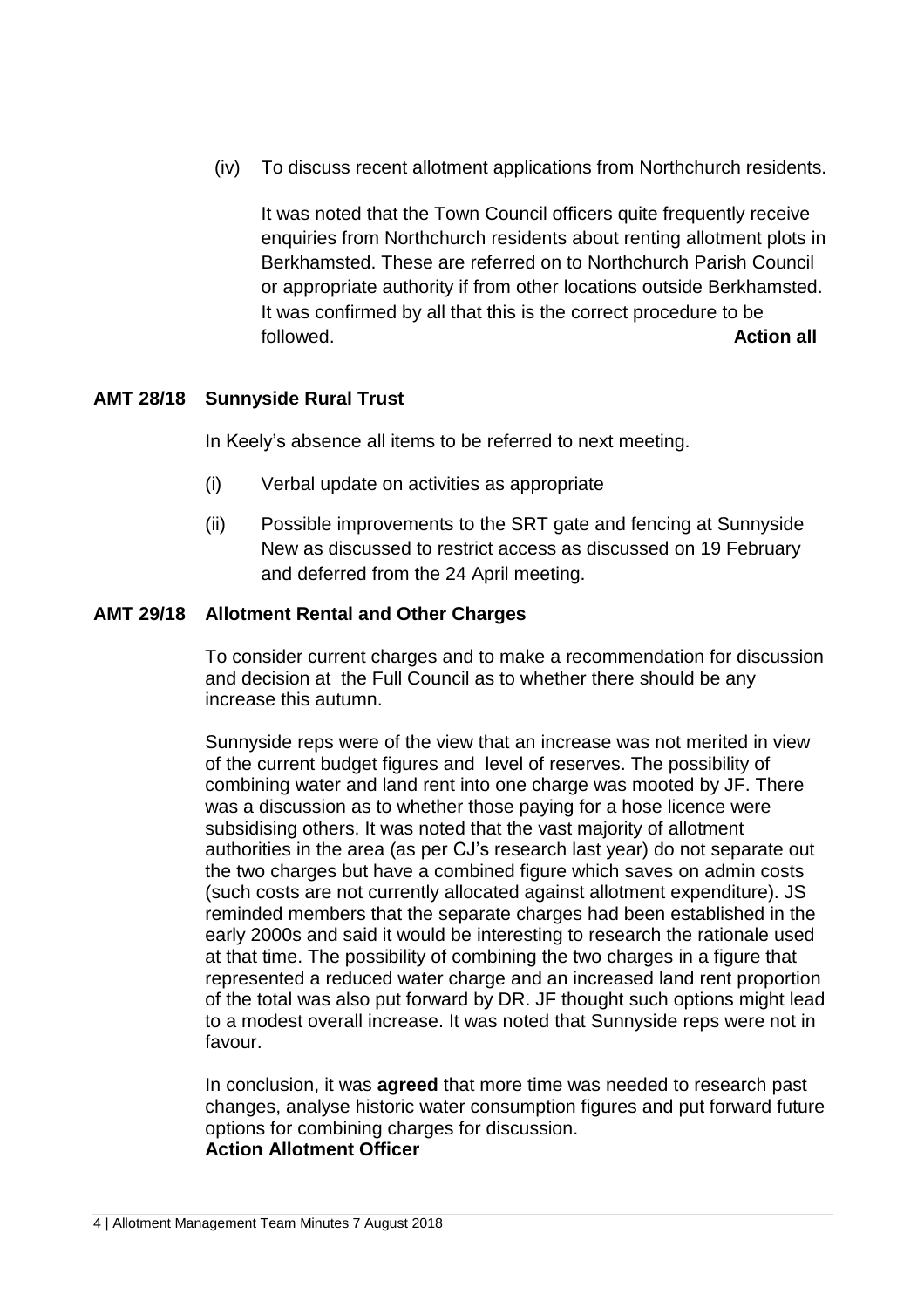(iv) To discuss recent allotment applications from Northchurch residents.

It was noted that the Town Council officers quite frequently receive enquiries from Northchurch residents about renting allotment plots in Berkhamsted. These are referred on to Northchurch Parish Council or appropriate authority if from other locations outside Berkhamsted. It was confirmed by all that this is the correct procedure to be followed. **Action all**

**AMT 28/18 Sunnyside Rural Trust**

In Keely's absence all items to be referred to next meeting.

(i) Verbal update on activities as appropriate

(ii) Possible improvements to the SRT gate and fencing at Sunnyside New as discussed to restrict access as discussed on 19 February and deferred from the 24 April meeting.

**AMT 29/18 Allotment Rental and Other Charges**

To consider current charges and to make a recommendation for discussion and decision at the Full Council as to whether there should be any increase this autumn.

Sunnyside reps were of the view that an increase was not merited in view of the current budget figures and level of reserves. The possibility of combining water and land rent into one charge was mooted by JF. There was a discussion as to whether those paying for a hose licence were subsidising others. It was noted that the vast majority of allotment authorities in the area (as per CJ's research last year) do not separate out the two charges but have a combined figure which saves on admin costs (such costs are not currently allocated against allotment expenditure). JS reminded members that the separate charges had been established in the early 2000s and said it would be interesting to research the rationale used at that time. The possibility of combining the two charges in a figure that represented a reduced water charge and an increased land rent proportion of the total was also put forward by DR. JF thought such options might lead to a modest overall increase. It was noted that Sunnyside reps were not in favour.

In conclusion, it was **agreed** that more time was needed to research past changes, analyse historic water consumption figures and put forward future options for combining charges for discussion.
**Action Allotment Officer**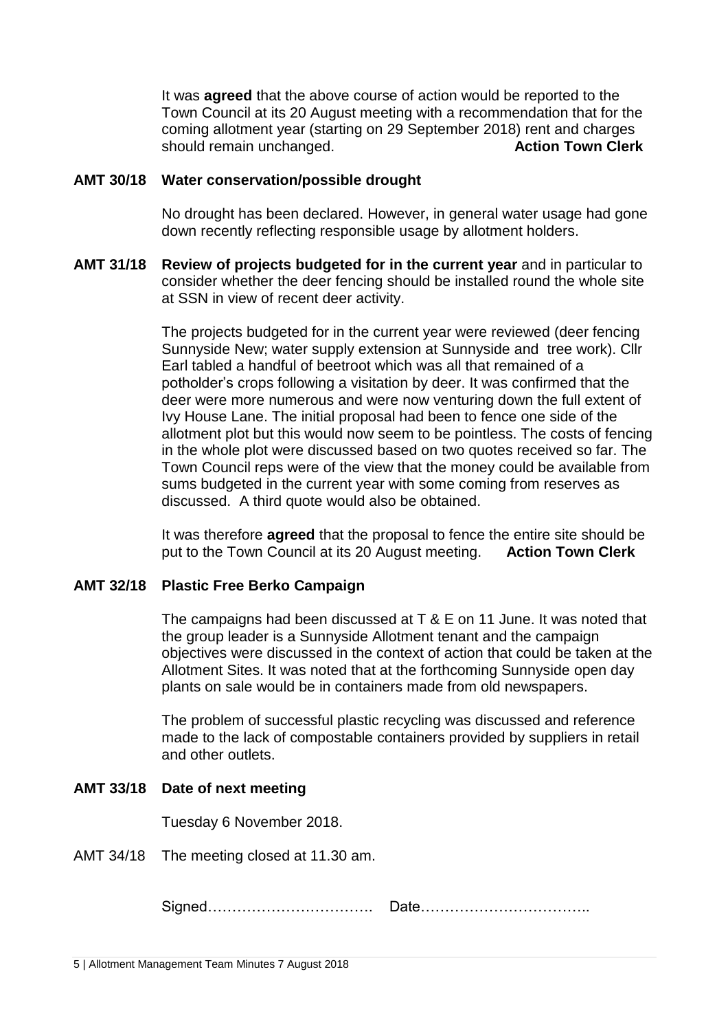It was **agreed** that the above course of action would be reported to the Town Council at its 20 August meeting with a recommendation that for the coming allotment year (starting on 29 September 2018) rent and charges should remain unchanged. **Action Town Clerk**

**AMT 30/18 Water conservation/possible drought**

No drought has been declared. However, in general water usage had gone down recently reflecting responsible usage by allotment holders.

**AMT 31/18 Review of projects budgeted for in the current year** and in particular to consider whether the deer fencing should be installed round the whole site at SSN in view of recent deer activity.

The projects budgeted for in the current year were reviewed (deer fencing Sunnyside New; water supply extension at Sunnyside and tree work). Cllr Earl tabled a handful of beetroot which was all that remained of a potholder's crops following a visitation by deer. It was confirmed that the deer were more numerous and were now venturing down the full extent of Ivy House Lane. The initial proposal had been to fence one side of the allotment plot but this would now seem to be pointless. The costs of fencing in the whole plot were discussed based on two quotes received so far. The Town Council reps were of the view that the money could be available from sums budgeted in the current year with some coming from reserves as discussed. A third quote would also be obtained.

It was therefore **agreed** that the proposal to fence the entire site should be put to the Town Council at its 20 August meeting. **Action Town Clerk**

**AMT 32/18 Plastic Free Berko Campaign**

The campaigns had been discussed at T & E on 11 June. It was noted that the group leader is a Sunnyside Allotment tenant and the campaign objectives were discussed in the context of action that could be taken at the Allotment Sites. It was noted that at the forthcoming Sunnyside open day plants on sale would be in containers made from old newspapers.

The problem of successful plastic recycling was discussed and reference made to the lack of compostable containers provided by suppliers in retail and other outlets.

**AMT 33/18 Date of next meeting**

Tuesday 6 November 2018.

AMT 34/18 The meeting closed at 11.30 am.

Signed……………………………. Date……………………………..